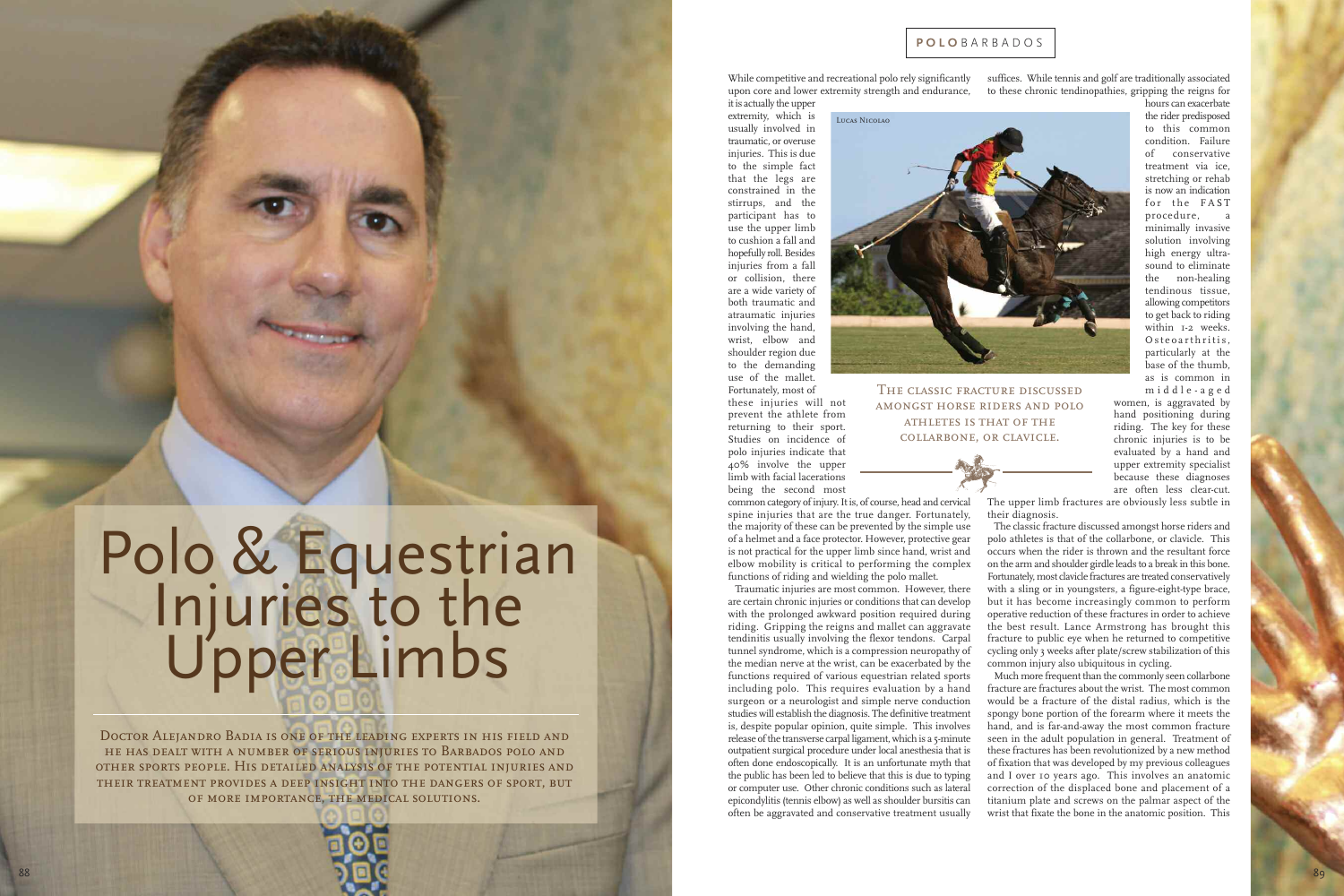# Polo & Equestrian Injuries to the Upper Limbs

Doctor Alejandro Badia is one of the leading experts in his field and he has dealt with a number of serious injuries to Barbados polo and other sports people. His detailed analysis of the potential injuries and their treatment provides a deep insight into the dangers of sport, but of more importance, the medical solutions.

While competitive and recreational polo rely significantly upon core and lower extremity strength and endurance, it is actually the upper extremity, which is usually involved in traumatic, or overuse injuries. This is due to the simple fact that the legs are constrained in the stirrups, and the participant has to use the upper limb to cushion a fall and hopefully roll. Besides injuries from a fall or collision, there are a wide variety of both traumatic and atraumatic injuries involving the hand, wrist, elbow and shoulder region due to the demanding use of the mallet. Fortunately, most of these injuries will not prevent the athlete from returning to their sport. Studies on incidence of polo injuries indicate that 40% involve the upper limb with facial lacerations being the second most common category of injury. It is, of course, head and cervical spine injuries that are the true danger. Fortunately, the majority of these can be prevented by the simple use of a helmet and a face protector. However, protective gear is not practical for the upper limb since hand, wrist and elbow mobility is critical to performing the complex functions of riding and wielding the polo mallet.

Traumatic injuries are most common. However, there are certain chronic injuries or conditions that can develop with the prolonged awkward position required during riding. Gripping the reigns and mallet can aggravate tendinitis usually involving the flexor tendons. Carpal tunnel syndrome, which is a compression neuropathy of the median nerve at the wrist, can be exacerbated by the functions required of various equestrian related sports including polo. This requires evaluation by a hand surgeon or a neurologist and simple nerve conduction studies will establish the diagnosis. The definitive treatment is, despite popular opinion, quite simple. This involves release of the transverse carpal ligament, which is a 5-minute outpatient surgical procedure under local anesthesia that is often done endoscopically. It is an unfortunate myth that the public has been led to believe that this is due to typing or computer use. Other chronic conditions such as lateral epicondylitis (tennis elbow) as well as shoulder bursitis can often be aggravated and conservative treatment usually suffices. While tennis and golf are traditionally associated to these chronic tendinopathies, gripping the reigns for hours can exacerbate the rider predisposed to this common condition. Failure of conservative treatment via ice, stretching or rehab is now an indication for the FAST procedure, a minimally invasive solution involving high energy ultrasound to eliminate the non-healing tendinous tissue, allowing competitors to get back to riding within 1-2 weeks. Osteoarthritis, particularly at the base of the thumb, as is common in middle-aged women, is aggravated by hand positioning during riding. The key for these chronic injuries is to be evaluated by a hand and upper extremity specialist because these diagnoses are often less clear-cut. The upper limb fractures are obviously less subtle in their diagnosis.

Lucas Nicolao

The classic fracture discussed amongst horse riders and polo athletes is that of the collarbone, or clavicle.

The classic fracture discussed amongst horse riders and polo athletes is that of the collarbone, or clavicle. This occurs when the rider is thrown and the resultant force on the arm and shoulder girdle leads to a break in this bone. Fortunately, most clavicle fractures are treated conservatively with a sling or in youngsters, a figure-eight-type brace, but it has become increasingly common to perform operative reduction of these fractures in order to achieve the best result. Lance Armstrong has brought this fracture to public eye when he returned to competitive cycling only 3 weeks after plate/screw stabilization of this common injury also ubiquitous in cycling.

Much more frequent than the commonly seen collarbone fracture are fractures about the wrist. The most common would be a fracture of the distal radius, which is the spongy bone portion of the forearm where it meets the hand, and is far-and-away the most common fracture seen in the adult population in general. Treatment of these fractures has been revolutionized by a new method of fixation that was developed by my previous colleagues and I over 10 years ago. This involves an anatomic correction of the displaced bone and placement of a titanium plate and screws on the palmar aspect of the wrist that fixate the bone in the anatomic position. This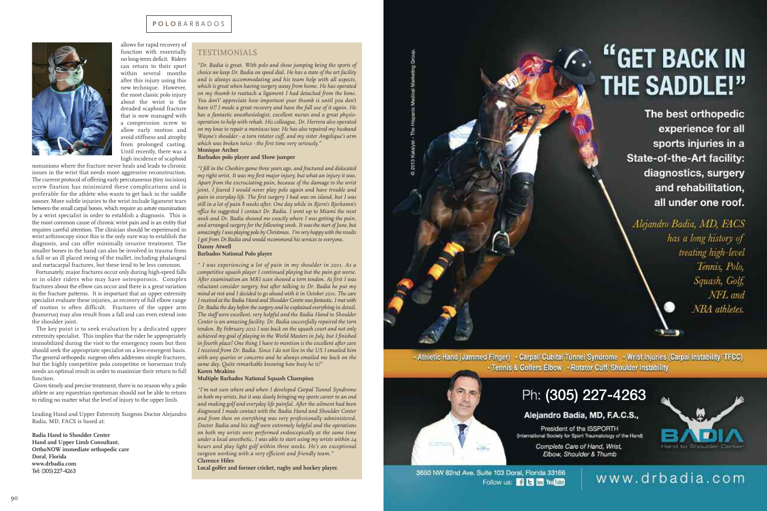allows for rapid recovery of function with essentially no long-term deficit. Riders can return to their sport within several months after this injury using this new technique. However, the most classic polo injury about the wrist is the dreaded scaphoid fracture that is now managed with a compression screw to allow early motion and avoid stiffness and atrophy from prolonged casting. Until recently, there was a high incidence of scaphoid nonunions where the fracture never heals and leads to chronic issues in the wrist that needs more aggressive reconstruction. The current protocol of offering early percutaneous (tiny incision) screw fixation has minimized these complications and is preferable for the athlete who wants to get back in the saddle sooner. More subtle injuries to the wrist include ligament tears between the small carpal bones, which require an astute examination by a wrist specialist in order to establish a diagnosis. This is the most common cause of chronic wrist pain and is an entity that requires careful attention. The clinician should be experienced in wrist arthroscopy since this is the only sure way to establish the diagnosis, and can offer minimally invasive treatment. The smaller bones in the hand can also be involved in trauma from a fall or an ill placed swing of the mallet, including phalangeal and metacarpal fractures, but these tend to be less common.

Fortunately, major fractures occur only during high-speed falls or in older riders who may have osteoporosis. Complex fractures about the elbow can occur and there is a great variation in the fracture patterns. It is important that an upper extremity specialist evaluate these injuries, as recovery of full elbow range of motion is often difficult. Fractures of the upper arm (humerus) may also result from a fall and can even extend into the shoulder joint.

The key point is to seek evaluation by a dedicated upper extremity specialist. This implies that the rider be appropriately immobilized during the visit to the emergency room but then should seek the appropriate specialist on a less-emergent basis. The general orthopedic surgeon often addresses simple fractures, but the highly competitive polo competitor or horseman truly needs an optimal result in order to maximize their return to full function.

Given timely and precise treatment, there is no reason why a polo athlete or any equestrian sportsman should not be able to return to riding no matter what the level of injury to the upper limb.

Leading Hand and Upper Extremity Surgeon Doctor Alejandro Badia, MD, FACS is based at:

**Badia Hand to Shoulder Center**
**Hand and Upper Limb Consultant,**
**OrthoNOW immediate orthopedic care**
**Doral, Florida**
**www.drbadia.com**
**Tel: (305) 227-4263**

## TESTIMONIALS

*"Dr. Badia is great. With polo and show jumping being the sports of choice we keep Dr. Badia on speed dial. He has a state of the art facility and is always accommodating and his team help with all aspects, which is great when having surgery away from home. He has operated on my thumb to reattach a ligament I had detached from the bone. You don't' appreciate how important your thumb is until you don't have it!! I made a great recovery and have the full use of it again. He has a fantastic anesthesiologist, excellent nurses and a great physio-operation to help with rehab. His colleague, Dr. Herrera also operated on my knee to repair a meniscus tear. He has also repaired my husband Wayne's shoulder - a torn rotator cuff, and my sister Angelique's arm which was broken twice - the first time very seriously."*

**Monique Archer**
**Barbados polo player and Show jumper**

*"I fell in the Cheshire game three years ago, and fractured and dislocated my right wrist. It was my first major injury, but what an injury it was. Apart from the excruciating pain, because of the damage to the wrist joint, I feared I would never play polo again and have trouble and pain in everyday life. The first surgery I had was on island, but I was still in a lot of pain 8 weeks after. One day while in Bjorn's Bjerkamn's office he suggested I contact Dr. Badia. I went up to Miami the next week and Dr. Badia showed me exactly where I was getting the pain, and arranged surgery for the following week. It was the start of June, but amazingly I was playing polo by Christmas. I'm very happy with the results I got from Dr.Badia and would recommend his services to everyone.*

**Danny Atwell**
**Barbados National Polo player**

*" I was experiencing a lot of pain in my shoulder in 2011. As a competitive squash player I continued playing but the pain got worse. After examination an MRI scan showed a torn tendon. At first I was reluctant consider surgery, but after talking to Dr. Badia he put my mind at rest and I decided to go ahead with it in October 2011. The care I received at the Badia Hand and Shoulder Centre was fantastic. I met with Dr. Badia the day before the surgery and he explained everything in detail. The staff were excellent, very helpful and the Badia Hand to Shoulder Center is an amazing facility. Dr. Badia successfully repaired the torn tendon. By February 2012 I was back on the squash court and not only achieved my goal of playing in the World Masters in July, but I finished in fourth place! One thing I have to mention is the excellent after care I received from Dr. Badia. Since I do not live in the US I emailed him with any queries or concerns and he always emailed me back on the same day. Quite remarkable knowing how busy he is!"*

**Karen Meakins**
**Multiple Barbados National Squash Champion**

*"I'm not sure where and when I developed Carpal Tunnel Syndrome in both my wrists, but it was slowly bringing my sports career to an end and making golf and everyday life painful. After the ailment had been diagnosed I made contact with the Badia Hand and Shoulder Center and from then on everything was very professionally administered. Doctor Badia and his staff were extremely helpful and the operations on both my wrists were performed endoscopically at the same time under a local anesthetic. I was able to start using my wrists within 24 hours and play light golf within three weeks. He's an exceptional surgeon working with a very efficient and friendly team."*

**Clarence Hiles**
**Local golfer and former cricket, rugby and hockey player.**

# "GET BACK IN THE SADDLE!"

The best orthopedic experience for all sports injuries in a State-of-the-Art facility: diagnostics, surgery and rehabilitation, all under one roof.

*Alejandro Badia, MD, FACS has a long history of treating high-level Tennis, Polo, Squash, Golf, NFL and NBA athletes.*

© 2013 Katalyst - The Hispanic Medical Marketing Group.

- Athletic Hand (Jammed Finger) - Carpal/ Cubital Tunnel Syndrome - Wrist Injuries (Carpal Instability/ TFCC) - Tennis & Golfers Elbow - Rotator Cuff/ Shoulder Instability

Ph: (305) 227-4263

**Alejandro Badia, MD, F.A.C.S.,**

President of the ISSPORTH
(International Society for Sport Traumatology of the Hand)

*Complete Care of Hand, Wrist, Elbow, Shoulder & Thumb*

BADIA Hand to Shoulder Center

3650 NW 82nd Ave. Suite 103 Doral, Florida 33166
Follow us:

www.drbadia.com